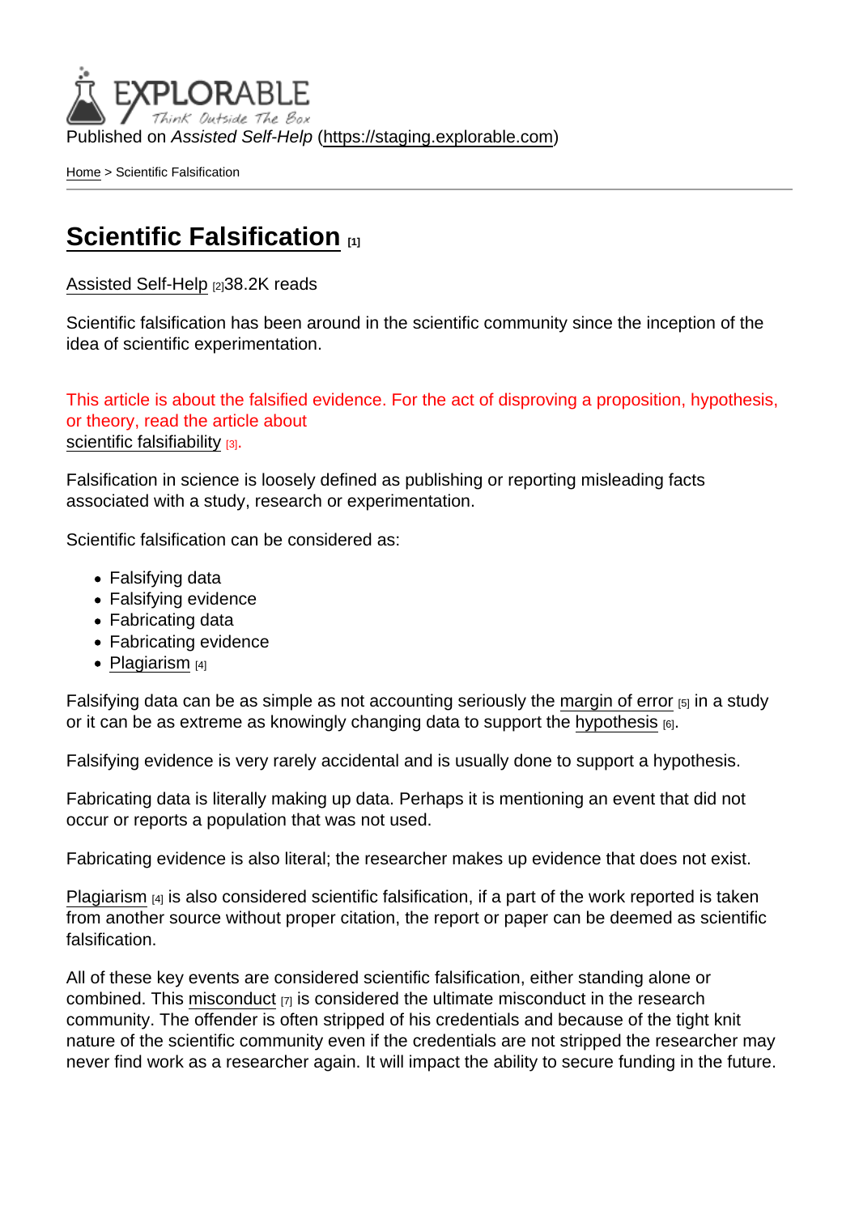Published on *Assisted Self-Help* (https://staging.explorable.com)

Home > Scientific Falsification

# Scientific Falsification [1]

Assisted Self-Help [2]38.2K reads

Scientific falsification has been around in the scientific community since the inception of the idea of scientific experimentation.

This article is about the falsified evidence. For the act of disproving a proposition, hypothesis, or theory, read the article about scientific falsifiability [3].

Falsification in science is loosely defined as publishing or reporting misleading facts associated with a study, research or experimentation.

Scientific falsification can be considered as:

- Falsifying data
- Falsifying evidence
- Fabricating data
- Fabricating evidence
- Plagiarism [4]

Falsifying data can be as simple as not accounting seriously the margin of error [5] in a study or it can be as extreme as knowingly changing data to support the hypothesis [6].

Falsifying evidence is very rarely accidental and is usually done to support a hypothesis.

Fabricating data is literally making up data. Perhaps it is mentioning an event that did not occur or reports a population that was not used.

Fabricating evidence is also literal; the researcher makes up evidence that does not exist.

Plagiarism [4] is also considered scientific falsification, if a part of the work reported is taken from another source without proper citation, the report or paper can be deemed as scientific falsification.

All of these key events are considered scientific falsification, either standing alone or combined. This misconduct [7] is considered the ultimate misconduct in the research community. The offender is often stripped of his credentials and because of the tight knit nature of the scientific community even if the credentials are not stripped the researcher may never find work as a researcher again. It will impact the ability to secure funding in the future.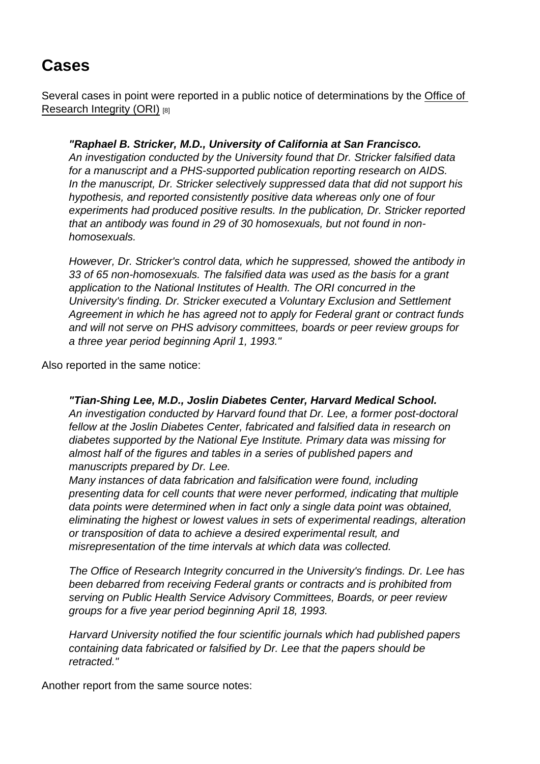## Cases

Several cases in point were reported in a public notice of determinations by the Office of Research Integrity (ORI) [8]

> ***"Raphael B. Stricker, M.D., University of California at San Francisco.***
> *An investigation conducted by the University found that Dr. Stricker falsified data for a manuscript and a PHS-supported publication reporting research on AIDS. In the manuscript, Dr. Stricker selectively suppressed data that did not support his hypothesis, and reported consistently positive data whereas only one of four experiments had produced positive results. In the publication, Dr. Stricker reported that an antibody was found in 29 of 30 homosexuals, but not found in non-homosexuals.*
>
> *However, Dr. Stricker's control data, which he suppressed, showed the antibody in 33 of 65 non-homosexuals. The falsified data was used as the basis for a grant application to the National Institutes of Health. The ORI concurred in the University's finding. Dr. Stricker executed a Voluntary Exclusion and Settlement Agreement in which he has agreed not to apply for Federal grant or contract funds and will not serve on PHS advisory committees, boards or peer review groups for a three year period beginning April 1, 1993."*

Also reported in the same notice:

> ***"Tian-Shing Lee, M.D., Joslin Diabetes Center, Harvard Medical School.***
> *An investigation conducted by Harvard found that Dr. Lee, a former post-doctoral fellow at the Joslin Diabetes Center, fabricated and falsified data in research on diabetes supported by the National Eye Institute. Primary data was missing for almost half of the figures and tables in a series of published papers and manuscripts prepared by Dr. Lee.*
> *Many instances of data fabrication and falsification were found, including presenting data for cell counts that were never performed, indicating that multiple data points were determined when in fact only a single data point was obtained, eliminating the highest or lowest values in sets of experimental readings, alteration or transposition of data to achieve a desired experimental result, and misrepresentation of the time intervals at which data was collected.*
>
> *The Office of Research Integrity concurred in the University's findings. Dr. Lee has been debarred from receiving Federal grants or contracts and is prohibited from serving on Public Health Service Advisory Committees, Boards, or peer review groups for a five year period beginning April 18, 1993.*
>
> *Harvard University notified the four scientific journals which had published papers containing data fabricated or falsified by Dr. Lee that the papers should be retracted."*

Another report from the same source notes: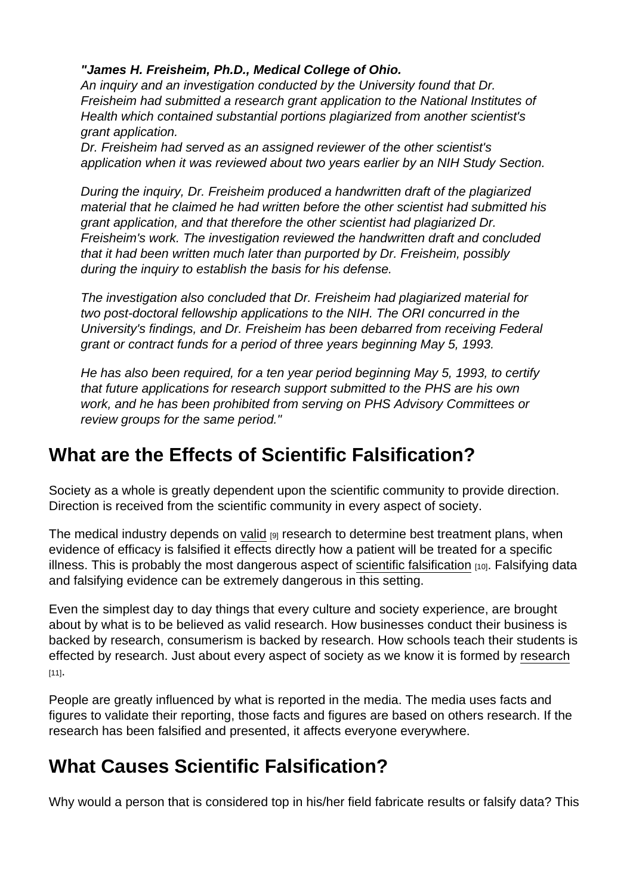*"**James H. Freisheim, Ph.D., Medical College of Ohio.***
*An inquiry and an investigation conducted by the University found that Dr. Freisheim had submitted a research grant application to the National Institutes of Health which contained substantial portions plagiarized from another scientist's grant application.*
*Dr. Freisheim had served as an assigned reviewer of the other scientist's application when it was reviewed about two years earlier by an NIH Study Section.*

*During the inquiry, Dr. Freisheim produced a handwritten draft of the plagiarized material that he claimed he had written before the other scientist had submitted his grant application, and that therefore the other scientist had plagiarized Dr. Freisheim's work. The investigation reviewed the handwritten draft and concluded that it had been written much later than purported by Dr. Freisheim, possibly during the inquiry to establish the basis for his defense.*

*The investigation also concluded that Dr. Freisheim had plagiarized material for two post-doctoral fellowship applications to the NIH. The ORI concurred in the University's findings, and Dr. Freisheim has been debarred from receiving Federal grant or contract funds for a period of three years beginning May 5, 1993.*

*He has also been required, for a ten year period beginning May 5, 1993, to certify that future applications for research support submitted to the PHS are his own work, and he has been prohibited from serving on PHS Advisory Committees or review groups for the same period."*

## What are the Effects of Scientific Falsification?

Society as a whole is greatly dependent upon the scientific community to provide direction. Direction is received from the scientific community in every aspect of society.

The medical industry depends on valid [9] research to determine best treatment plans, when evidence of efficacy is falsified it effects directly how a patient will be treated for a specific illness. This is probably the most dangerous aspect of scientific falsification [10]. Falsifying data and falsifying evidence can be extremely dangerous in this setting.

Even the simplest day to day things that every culture and society experience, are brought about by what is to be believed as valid research. How businesses conduct their business is backed by research, consumerism is backed by research. How schools teach their students is effected by research. Just about every aspect of society as we know it is formed by research [11].

People are greatly influenced by what is reported in the media. The media uses facts and figures to validate their reporting, those facts and figures are based on others research. If the research has been falsified and presented, it affects everyone everywhere.

## What Causes Scientific Falsification?

Why would a person that is considered top in his/her field fabricate results or falsify data? This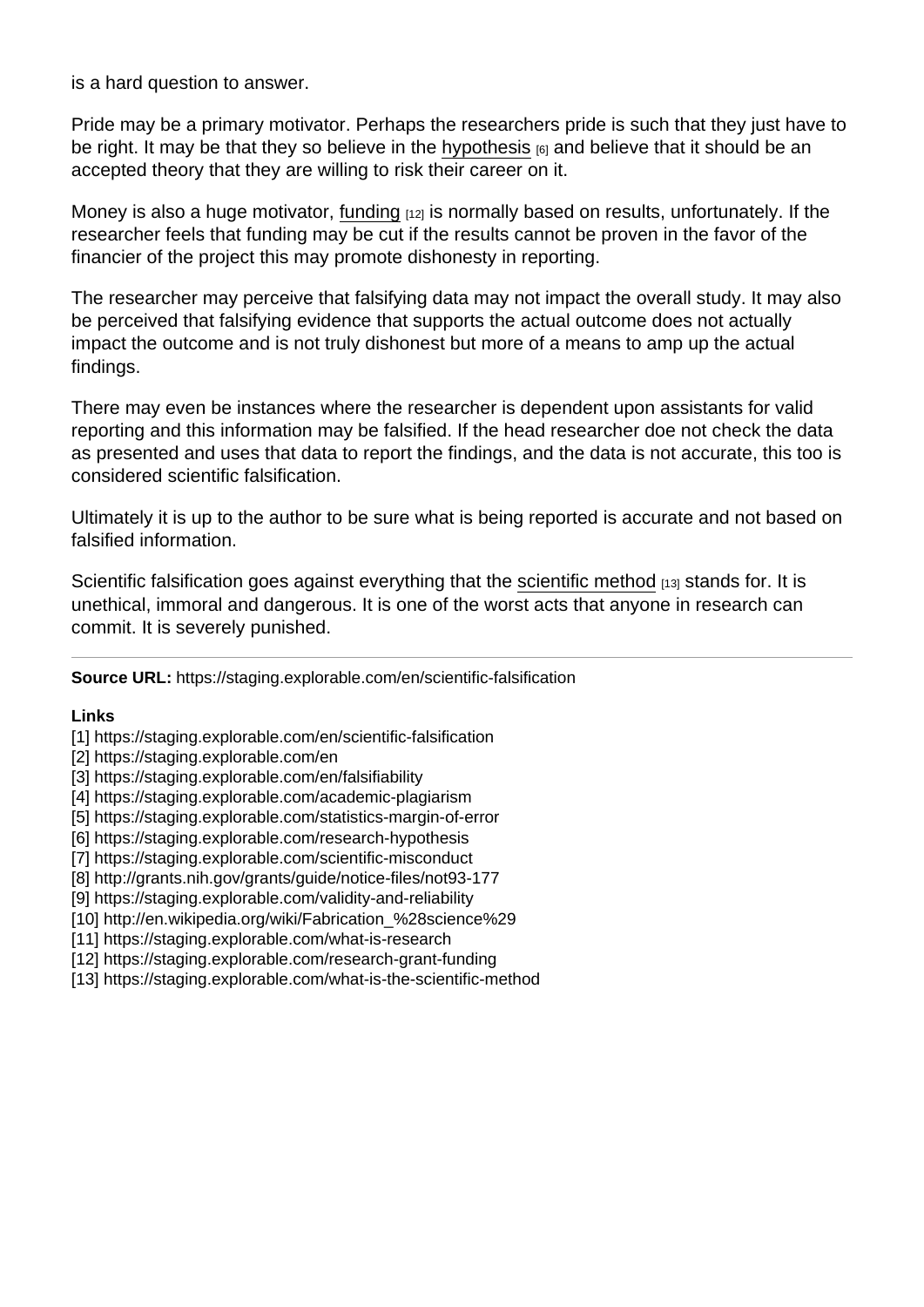is a hard question to answer.

Pride may be a primary motivator. Perhaps the researchers pride is such that they just have to be right. It may be that they so believe in the hypothesis [6] and believe that it should be an accepted theory that they are willing to risk their career on it.

Money is also a huge motivator, funding [12] is normally based on results, unfortunately. If the researcher feels that funding may be cut if the results cannot be proven in the favor of the financier of the project this may promote dishonesty in reporting.

The researcher may perceive that falsifying data may not impact the overall study. It may also be perceived that falsifying evidence that supports the actual outcome does not actually impact the outcome and is not truly dishonest but more of a means to amp up the actual findings.

There may even be instances where the researcher is dependent upon assistants for valid reporting and this information may be falsified. If the head researcher doe not check the data as presented and uses that data to report the findings, and the data is not accurate, this too is considered scientific falsification.

Ultimately it is up to the author to be sure what is being reported is accurate and not based on falsified information.

Scientific falsification goes against everything that the scientific method [13] stands for. It is unethical, immoral and dangerous. It is one of the worst acts that anyone in research can commit. It is severely punished.

---

**Source URL:** https://staging.explorable.com/en/scientific-falsification

**Links**

[1] https://staging.explorable.com/en/scientific-falsification
[2] https://staging.explorable.com/en
[3] https://staging.explorable.com/en/falsifiability
[4] https://staging.explorable.com/academic-plagiarism
[5] https://staging.explorable.com/statistics-margin-of-error
[6] https://staging.explorable.com/research-hypothesis
[7] https://staging.explorable.com/scientific-misconduct
[8] http://grants.nih.gov/grants/guide/notice-files/not93-177
[9] https://staging.explorable.com/validity-and-reliability
[10] http://en.wikipedia.org/wiki/Fabrication_%28science%29
[11] https://staging.explorable.com/what-is-research
[12] https://staging.explorable.com/research-grant-funding
[13] https://staging.explorable.com/what-is-the-scientific-method